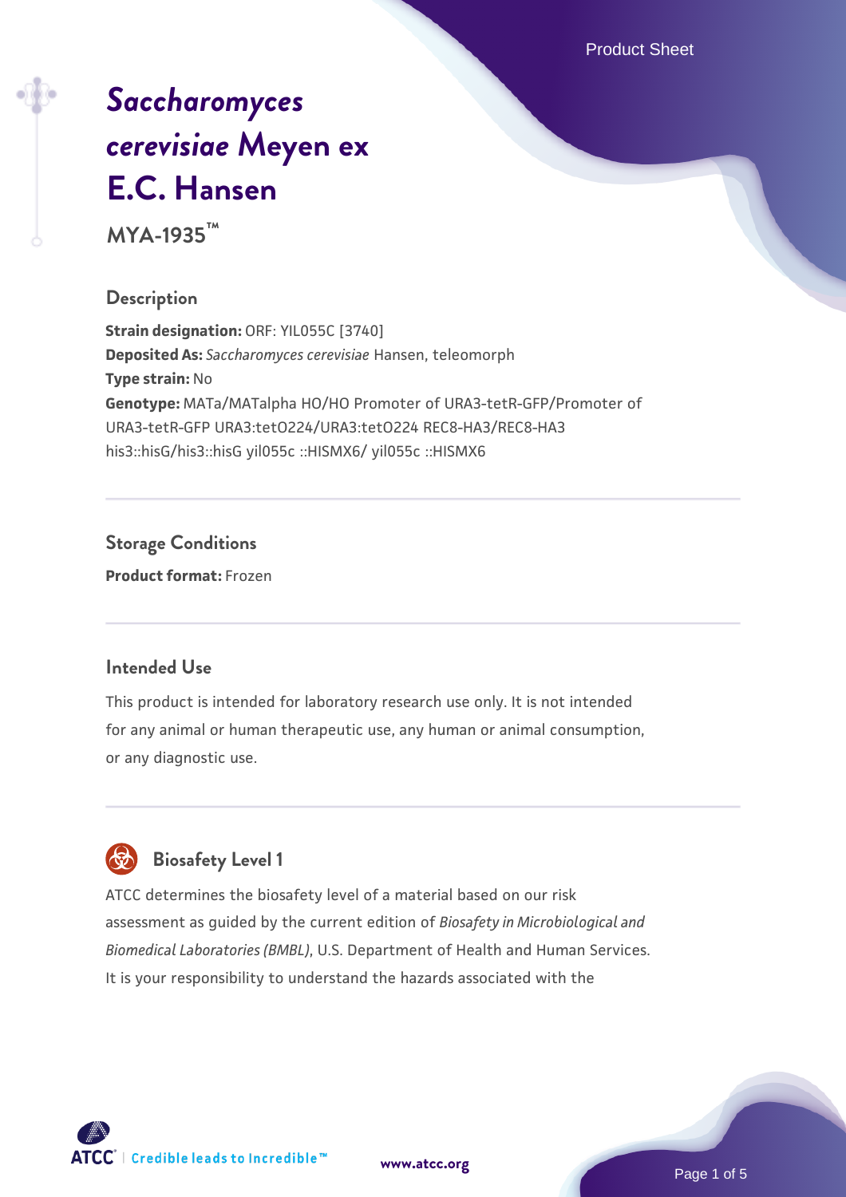# *Saccharomyces cerevisiae* Meyen ex E.C. Hansen

**MYA-1935™**

## Description

**Strain designation:** ORF: YIL055C [3740]
**Deposited As:** *Saccharomyces cerevisiae* Hansen, teleomorph
**Type strain:** No
**Genotype:** MATa/MATalpha HO/HO Promoter of URA3-tetR-GFP/Promoter of URA3-tetR-GFP URA3:tetO224/URA3:tetO224 REC8-HA3/REC8-HA3 his3::hisG/his3::hisG yil055c ::HISMX6/ yil055c ::HISMX6

## Storage Conditions

**Product format:** Frozen

## Intended Use

This product is intended for laboratory research use only. It is not intended for any animal or human therapeutic use, any human or animal consumption, or any diagnostic use.

## Biosafety Level 1

ATCC determines the biosafety level of a material based on our risk assessment as guided by the current edition of *Biosafety in Microbiological and Biomedical Laboratories (BMBL)*, U.S. Department of Health and Human Services. It is your responsibility to understand the hazards associated with the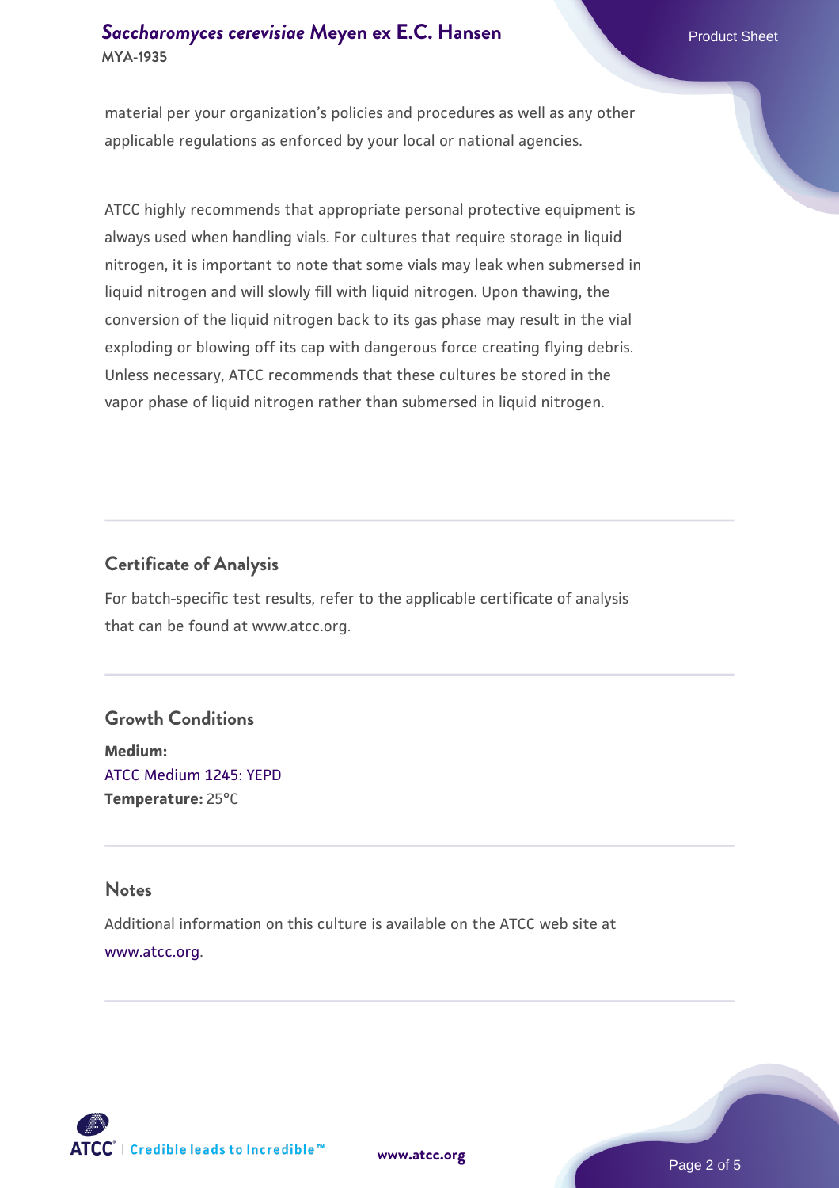material per your organization's policies and procedures as well as any other applicable regulations as enforced by your local or national agencies.

ATCC highly recommends that appropriate personal protective equipment is always used when handling vials. For cultures that require storage in liquid nitrogen, it is important to note that some vials may leak when submersed in liquid nitrogen and will slowly fill with liquid nitrogen. Upon thawing, the conversion of the liquid nitrogen back to its gas phase may result in the vial exploding or blowing off its cap with dangerous force creating flying debris. Unless necessary, ATCC recommends that these cultures be stored in the vapor phase of liquid nitrogen rather than submersed in liquid nitrogen.

## Certificate of Analysis

For batch-specific test results, refer to the applicable certificate of analysis that can be found at www.atcc.org.

## Growth Conditions

**Medium:**
ATCC Medium 1245: YEPD
**Temperature:** 25°C

## Notes

Additional information on this culture is available on the ATCC web site at www.atcc.org.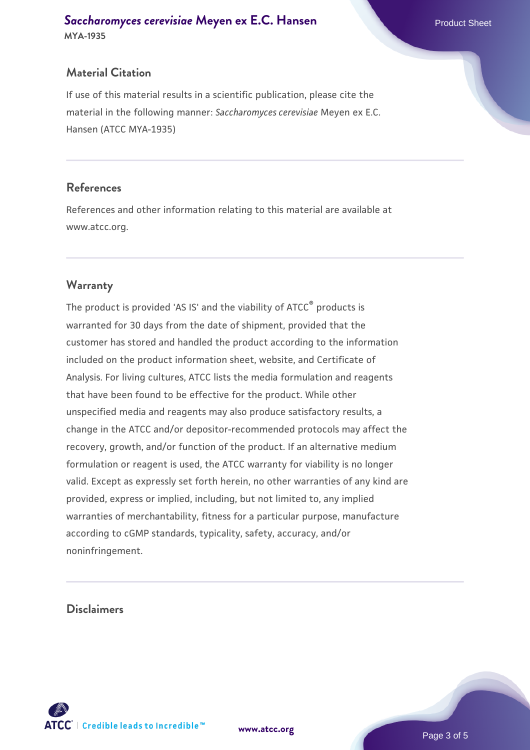## Material Citation

If use of this material results in a scientific publication, please cite the material in the following manner: *Saccharomyces cerevisiae* Meyen ex E.C. Hansen (ATCC MYA-1935)

## References

References and other information relating to this material are available at www.atcc.org.

## Warranty

The product is provided 'AS IS' and the viability of ATCC® products is warranted for 30 days from the date of shipment, provided that the customer has stored and handled the product according to the information included on the product information sheet, website, and Certificate of Analysis. For living cultures, ATCC lists the media formulation and reagents that have been found to be effective for the product. While other unspecified media and reagents may also produce satisfactory results, a change in the ATCC and/or depositor-recommended protocols may affect the recovery, growth, and/or function of the product. If an alternative medium formulation or reagent is used, the ATCC warranty for viability is no longer valid. Except as expressly set forth herein, no other warranties of any kind are provided, express or implied, including, but not limited to, any implied warranties of merchantability, fitness for a particular purpose, manufacture according to cGMP standards, typicality, safety, accuracy, and/or noninfringement.

## Disclaimers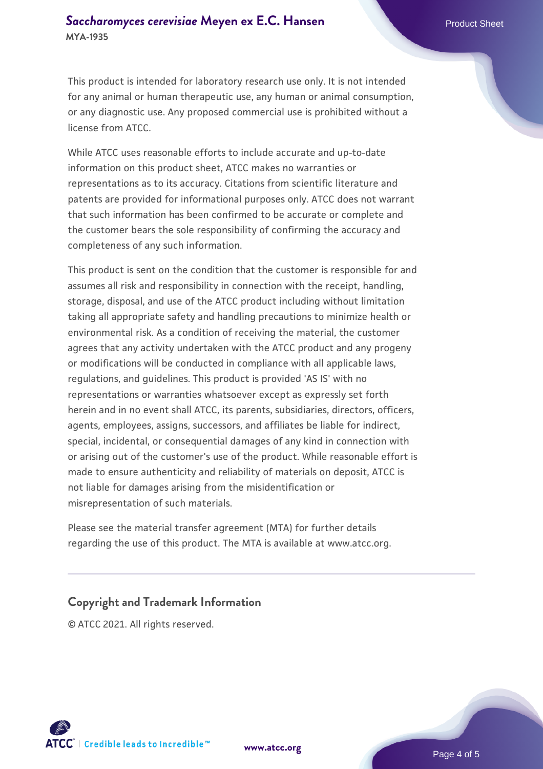This product is intended for laboratory research use only. It is not intended for any animal or human therapeutic use, any human or animal consumption, or any diagnostic use. Any proposed commercial use is prohibited without a license from ATCC.

While ATCC uses reasonable efforts to include accurate and up-to-date information on this product sheet, ATCC makes no warranties or representations as to its accuracy. Citations from scientific literature and patents are provided for informational purposes only. ATCC does not warrant that such information has been confirmed to be accurate or complete and the customer bears the sole responsibility of confirming the accuracy and completeness of any such information.

This product is sent on the condition that the customer is responsible for and assumes all risk and responsibility in connection with the receipt, handling, storage, disposal, and use of the ATCC product including without limitation taking all appropriate safety and handling precautions to minimize health or environmental risk. As a condition of receiving the material, the customer agrees that any activity undertaken with the ATCC product and any progeny or modifications will be conducted in compliance with all applicable laws, regulations, and guidelines. This product is provided 'AS IS' with no representations or warranties whatsoever except as expressly set forth herein and in no event shall ATCC, its parents, subsidiaries, directors, officers, agents, employees, assigns, successors, and affiliates be liable for indirect, special, incidental, or consequential damages of any kind in connection with or arising out of the customer's use of the product. While reasonable effort is made to ensure authenticity and reliability of materials on deposit, ATCC is not liable for damages arising from the misidentification or misrepresentation of such materials.

Please see the material transfer agreement (MTA) for further details regarding the use of this product. The MTA is available at www.atcc.org.

## Copyright and Trademark Information

© ATCC 2021. All rights reserved.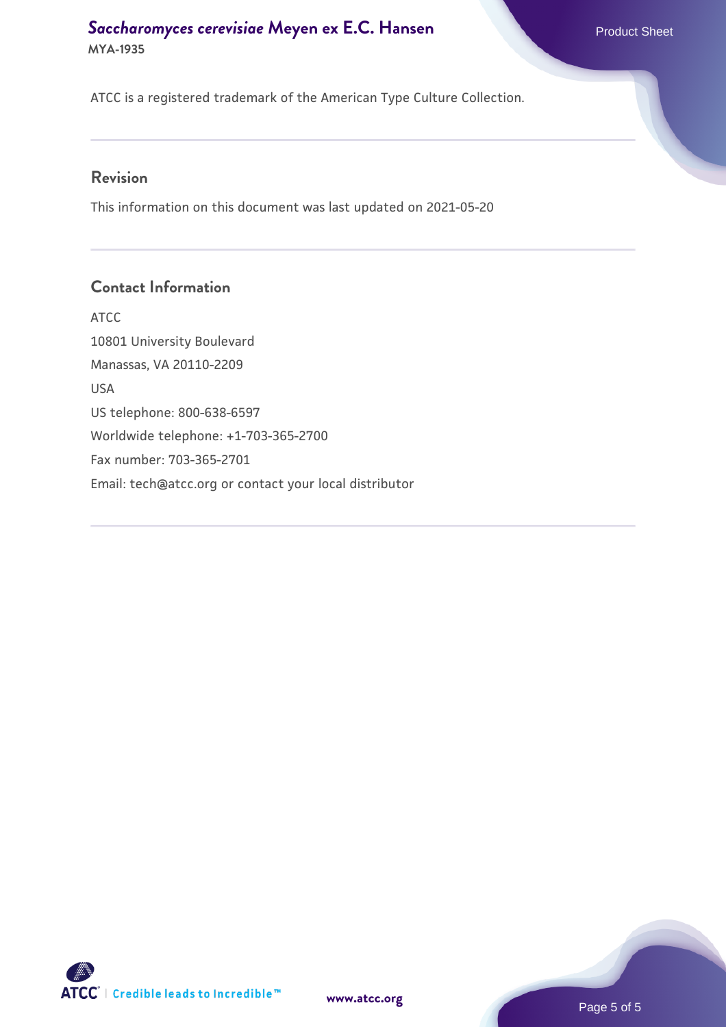ATCC is a registered trademark of the American Type Culture Collection.

## Revision

This information on this document was last updated on 2021-05-20

## Contact Information

ATCC  
10801 University Boulevard  
Manassas, VA 20110-2209  
USA  
US telephone: 800-638-6597  
Worldwide telephone: +1-703-365-2700  
Fax number: 703-365-2701  
Email: tech@atcc.org or contact your local distributor